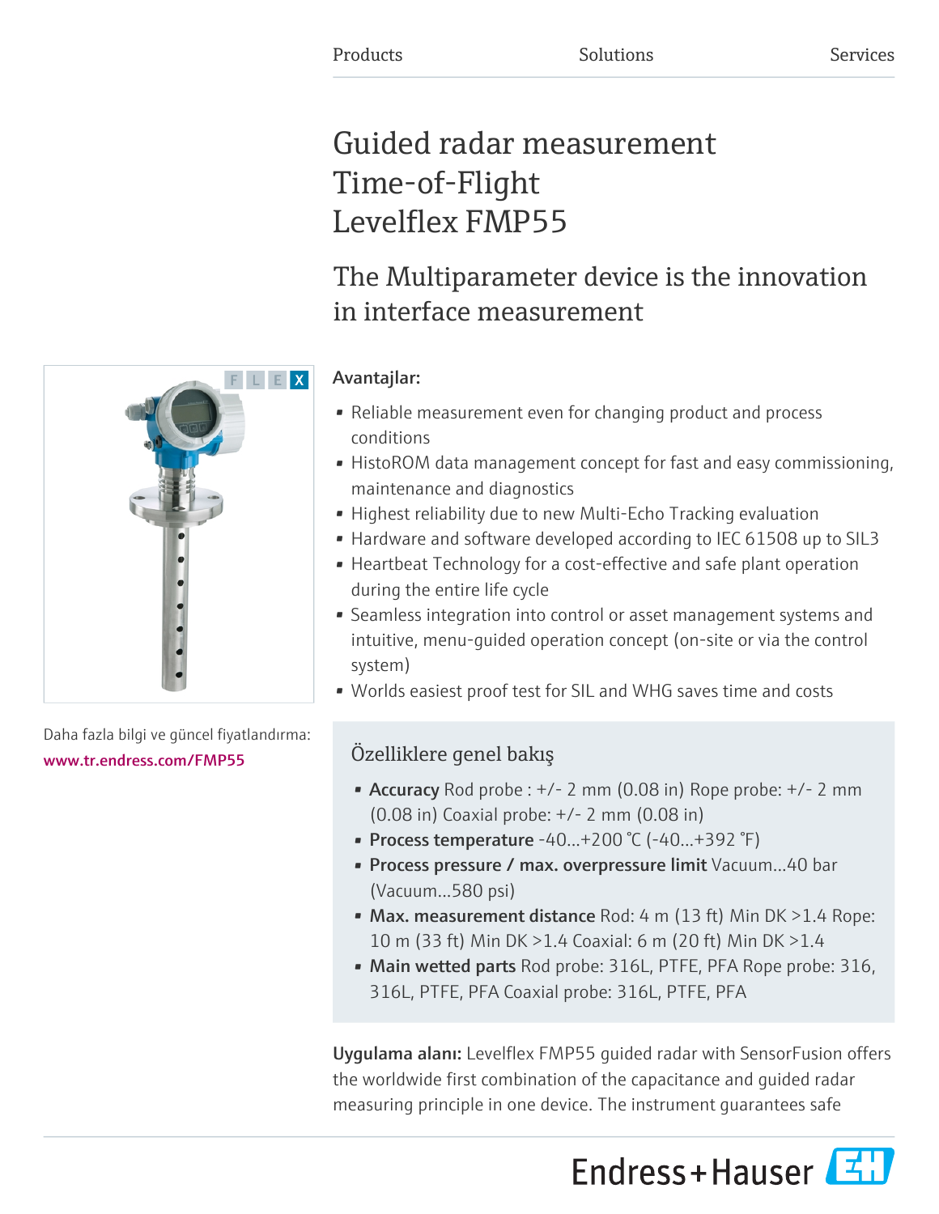Products Solutions Services

# Guided radar measurement Time-of-Flight Levelflex FMP55

## The Multiparameter device is the innovation in interface measurement

**Avantajlar:**

- Reliable measurement even for changing product and process conditions
- HistoROM data management concept for fast and easy commissioning, maintenance and diagnostics
- Highest reliability due to new Multi-Echo Tracking evaluation
- Hardware and software developed according to IEC 61508 up to SIL3
- Heartbeat Technology for a cost-effective and safe plant operation during the entire life cycle
- Seamless integration into control or asset management systems and intuitive, menu-guided operation concept (on-site or via the control system)
- Worlds easiest proof test for SIL and WHG saves time and costs

Daha fazla bilgi ve güncel fiyatlandırma:
www.tr.endress.com/FMP55

### Özelliklere genel bakış

- **Accuracy** Rod probe : +/- 2 mm (0.08 in) Rope probe: +/- 2 mm (0.08 in) Coaxial probe: +/- 2 mm (0.08 in)
- **Process temperature** -40...+200 °C (-40...+392 °F)
- **Process pressure / max. overpressure limit** Vacuum...40 bar (Vacuum...580 psi)
- **Max. measurement distance** Rod: 4 m (13 ft) Min DK >1.4 Rope: 10 m (33 ft) Min DK >1.4 Coaxial: 6 m (20 ft) Min DK >1.4
- **Main wetted parts** Rod probe: 316L, PTFE, PFA Rope probe: 316, 316L, PTFE, PFA Coaxial probe: 316L, PTFE, PFA

**Uygulama alanı:** Levelflex FMP55 guided radar with SensorFusion offers the worldwide first combination of the capacitance and guided radar measuring principle in one device. The instrument guarantees safe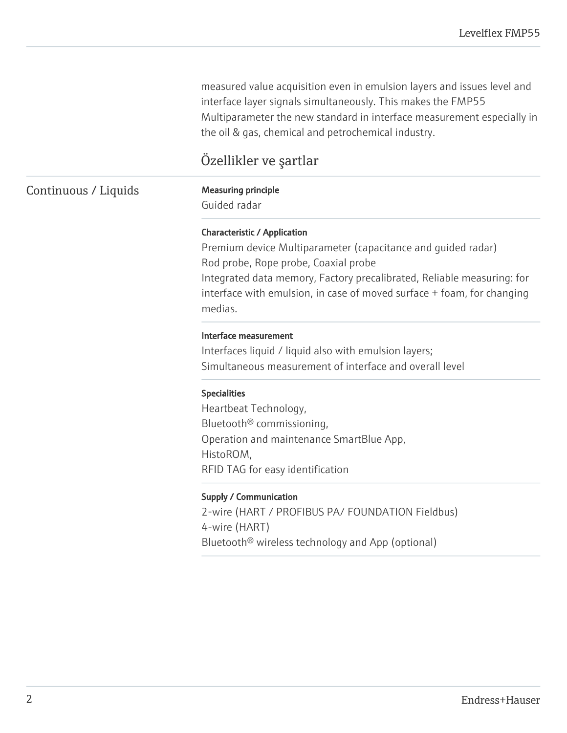measured value acquisition even in emulsion layers and issues level and interface layer signals simultaneously. This makes the FMP55 Multiparameter the new standard in interface measurement especially in the oil & gas, chemical and petrochemical industry.

## Özellikler ve şartlar

### Continuous / Liquids

**Measuring principle**

Guided radar

**Characteristic / Application**

Premium device Multiparameter (capacitance and guided radar)
Rod probe, Rope probe, Coaxial probe
Integrated data memory, Factory precalibrated, Reliable measuring: for interface with emulsion, in case of moved surface + foam, for changing medias.

**Interface measurement**

Interfaces liquid / liquid also with emulsion layers;
Simultaneous measurement of interface and overall level

**Specialities**

Heartbeat Technology,
Bluetooth® commissioning,
Operation and maintenance SmartBlue App,
HistoROM,
RFID TAG for easy identification

**Supply / Communication**

2-wire (HART / PROFIBUS PA/ FOUNDATION Fieldbus)
4-wire (HART)
Bluetooth® wireless technology and App (optional)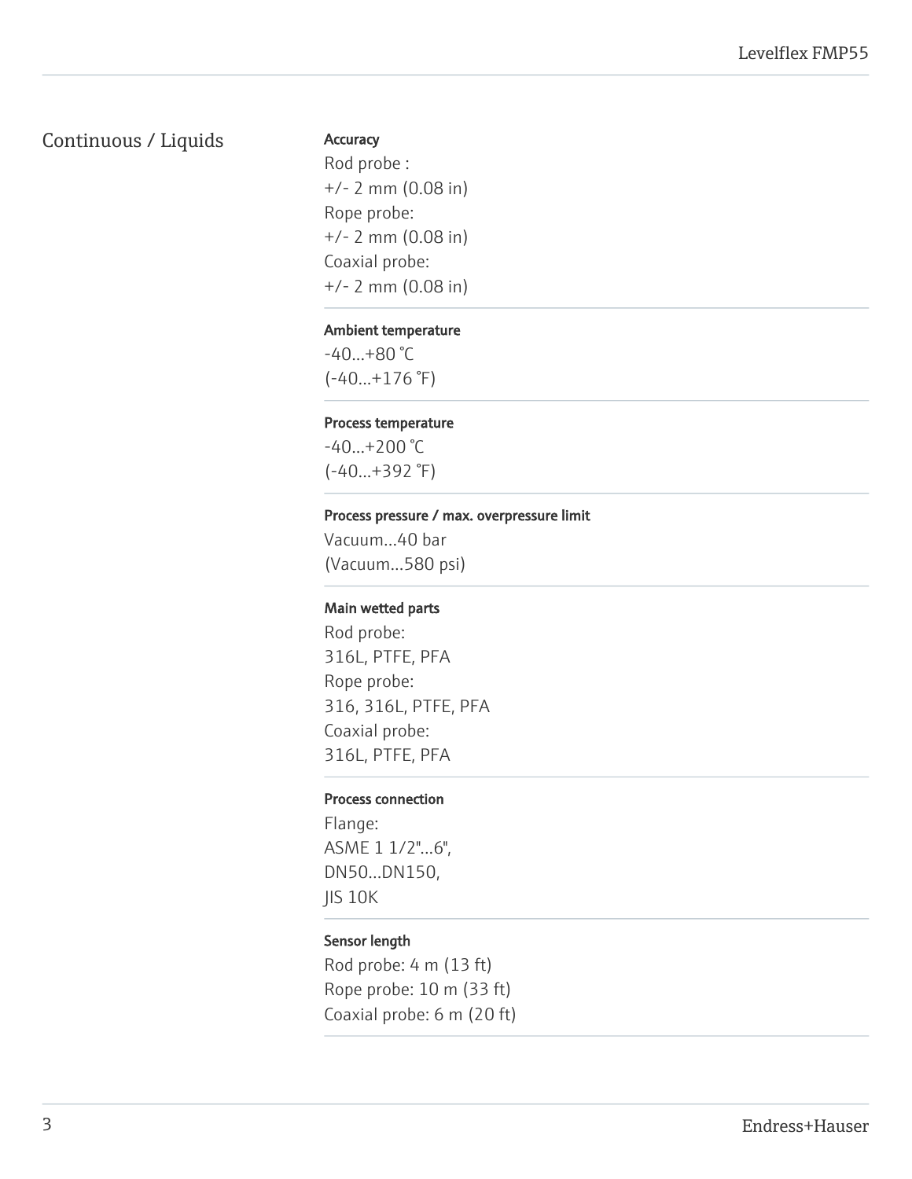## Continuous / Liquids

**Accuracy**

Rod probe :
+/- 2 mm (0.08 in)
Rope probe:
+/- 2 mm (0.08 in)
Coaxial probe:
+/- 2 mm (0.08 in)

**Ambient temperature**

-40...+80 °C
(-40...+176 °F)

**Process temperature**

-40...+200 °C
(-40...+392 °F)

**Process pressure / max. overpressure limit**

Vacuum...40 bar
(Vacuum...580 psi)

**Main wetted parts**

Rod probe:
316L, PTFE, PFA
Rope probe:
316, 316L, PTFE, PFA
Coaxial probe:
316L, PTFE, PFA

**Process connection**

Flange:
ASME 1 1/2"...6",
DN50...DN150,
JIS 10K

**Sensor length**

Rod probe: 4 m (13 ft)
Rope probe: 10 m (33 ft)
Coaxial probe: 6 m (20 ft)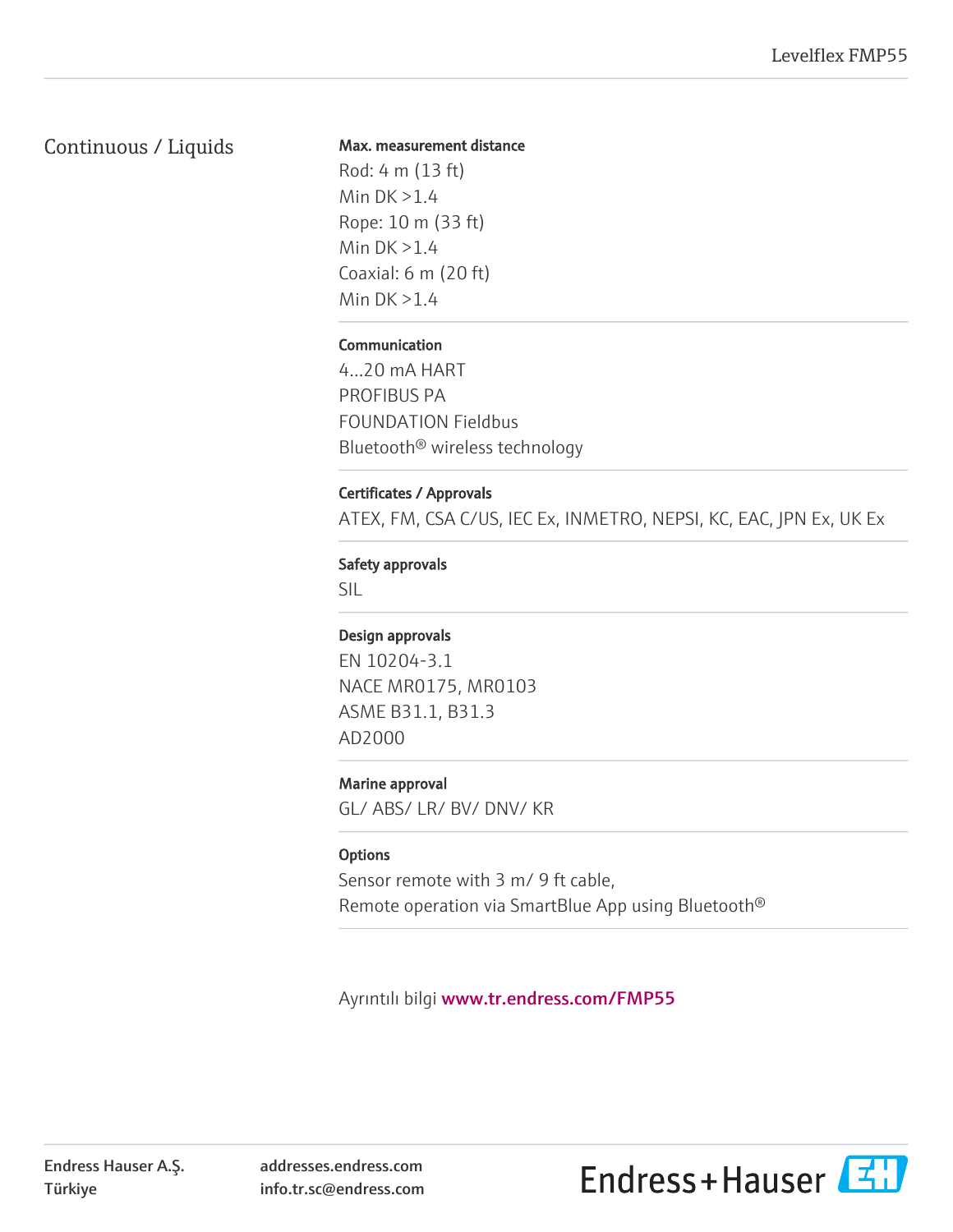## Continuous / Liquids

**Max. measurement distance**

Rod: 4 m (13 ft)
Min DK >1.4
Rope: 10 m (33 ft)
Min DK >1.4
Coaxial: 6 m (20 ft)
Min DK >1.4

**Communication**

4...20 mA HART
PROFIBUS PA
FOUNDATION Fieldbus
Bluetooth® wireless technology

**Certificates / Approvals**

ATEX, FM, CSA C/US, IEC Ex, INMETRO, NEPSI, KC, EAC, JPN Ex, UK Ex

**Safety approvals**

SIL

**Design approvals**

EN 10204-3.1
NACE MR0175, MR0103
ASME B31.1, B31.3
AD2000

**Marine approval**

GL/ ABS/ LR/ BV/ DNV/ KR

**Options**

Sensor remote with 3 m/ 9 ft cable,
Remote operation via SmartBlue App using Bluetooth®

Ayrıntılı bilgi **www.tr.endress.com/FMP55**

Endress Hauser A.Ş.
Türkiye

addresses.endress.com
info.tr.sc@endress.com